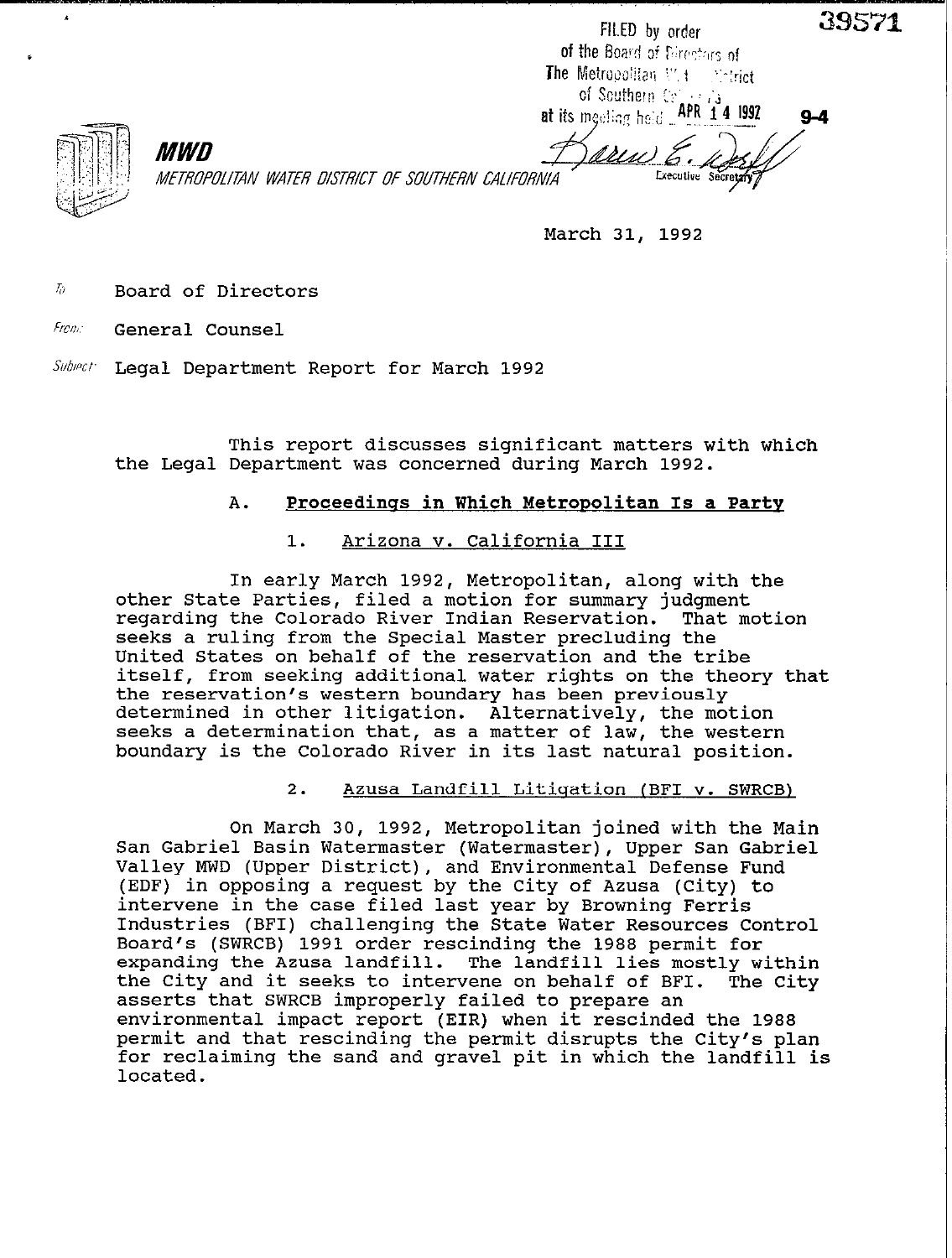FILED by order of the Board of Directors of The Metropolitan Water District of Southern California at its meeting held APR 14 1992

Executive Secretary

39571

9-4

**MWD**

*METROPOLITAN WATER DISTRICT OF SOUTHERN CALIFORNIA*

March 31, 1992

To: Board of Directors

From: General Counsel

Subject: Legal Department Report for March 1992

This report discusses significant matters with which the Legal Department was concerned during March 1992.

## A. Proceedings in Which Metropolitan Is a Party

### 1. Arizona v. California III

In early March 1992, Metropolitan, along with the other State Parties, filed a motion for summary judgment regarding the Colorado River Indian Reservation. That motion seeks a ruling from the Special Master precluding the United States on behalf of the reservation and the tribe itself, from seeking additional water rights on the theory that the reservation's western boundary has been previously determined in other litigation. Alternatively, the motion seeks a determination that, as a matter of law, the western boundary is the Colorado River in its last natural position.

### 2. Azusa Landfill Litigation (BFI v. SWRCB)

On March 30, 1992, Metropolitan joined with the Main San Gabriel Basin Watermaster (Watermaster), Upper San Gabriel Valley MWD (Upper District), and Environmental Defense Fund (EDF) in opposing a request by the City of Azusa (City) to intervene in the case filed last year by Browning Ferris Industries (BFI) challenging the State Water Resources Control Board's (SWRCB) 1991 order rescinding the 1988 permit for expanding the Azusa landfill. The landfill lies mostly within the City and it seeks to intervene on behalf of BFI. The City asserts that SWRCB improperly failed to prepare an environmental impact report (EIR) when it rescinded the 1988 permit and that rescinding the permit disrupts the City's plan for reclaiming the sand and gravel pit in which the landfill is located.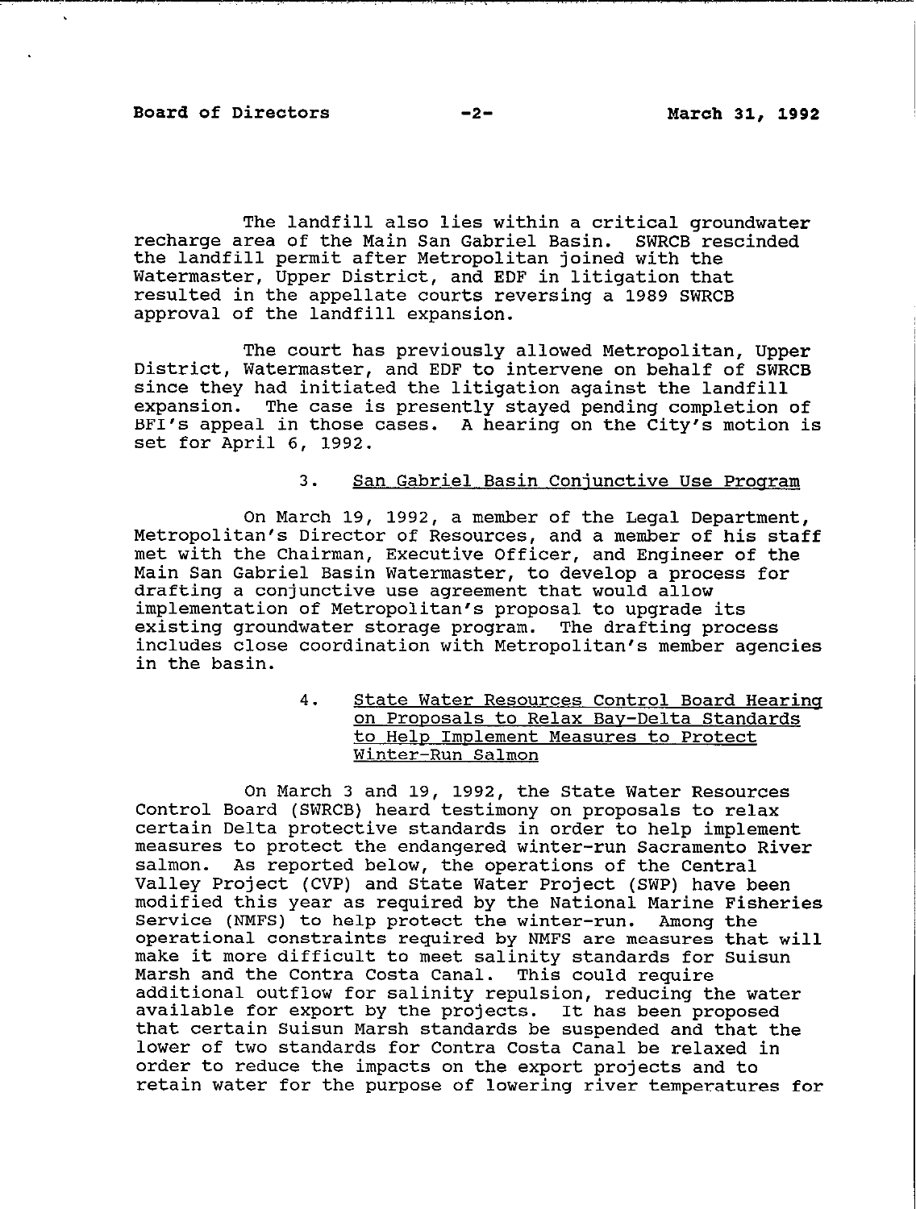The landfill also lies within a critical groundwater recharge area of the Main San Gabriel Basin. SWRCB rescinded the landfill permit after Metropolitan joined with the Watermaster, Upper District, and EDF in litigation that resulted in the appellate courts reversing a 1989 SWRCB approval of the landfill expansion.

The court has previously allowed Metropolitan, Upper District, Watermaster, and EDF to intervene on behalf of SWRCB since they had initiated the litigation against the landfill expansion. The case is presently stayed pending completion of BFI's appeal in those cases. A hearing on the City's motion is set for April 6, 1992.

3. San Gabriel Basin Conjunctive Use Program

On March 19, 1992, a member of the Legal Department, Metropolitan's Director of Resources, and a member of his staff met with the Chairman, Executive Officer, and Engineer of the Main San Gabriel Basin Watermaster, to develop a process for drafting a conjunctive use agreement that would allow implementation of Metropolitan's proposal to upgrade its existing groundwater storage program. The drafting process includes close coordination with Metropolitan's member agencies in the basin.

4. State Water Resources Control Board Hearing on Proposals to Relax Bay-Delta Standards to Help Implement Measures to Protect Winter-Run Salmon

On March 3 and 19, 1992, the State Water Resources Control Board (SWRCB) heard testimony on proposals to relax certain Delta protective standards in order to help implement measures to protect the endangered winter-run Sacramento River salmon. As reported below, the operations of the Central Valley Project (CVP) and State Water Project (SWP) have been modified this year as required by the National Marine Fisheries Service (NMFS) to help protect the winter-run. Among the operational constraints required by NMFS are measures that will make it more difficult to meet salinity standards for Suisun Marsh and the Contra Costa Canal. This could require additional outflow for salinity repulsion, reducing the water available for export by the projects. It has been proposed that certain Suisun Marsh standards be suspended and that the lower of two standards for Contra Costa Canal be relaxed in order to reduce the impacts on the export projects and to retain water for the purpose of lowering river temperatures for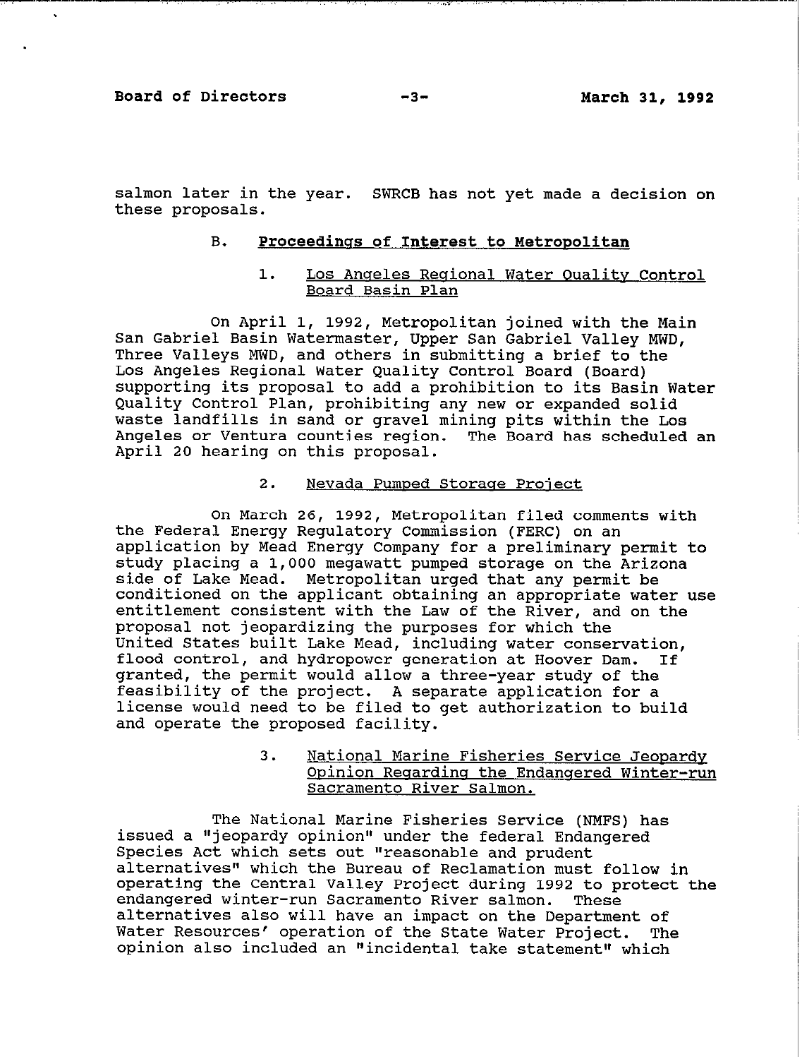salmon later in the year. SWRCB has not yet made a decision on these proposals.

### B. Proceedings of Interest to Metropolitan

#### 1. Los Angeles Regional Water Quality Control Board Basin Plan

On April 1, 1992, Metropolitan joined with the Main San Gabriel Basin Watermaster, Upper San Gabriel Valley MWD, Three Valleys MWD, and others in submitting a brief to the Los Angeles Regional Water Quality Control Board (Board) supporting its proposal to add a prohibition to its Basin Water Quality Control Plan, prohibiting any new or expanded solid waste landfills in sand or gravel mining pits within the Los Angeles or Ventura counties region. The Board has scheduled an April 20 hearing on this proposal.

#### 2. Nevada Pumped Storage Project

On March 26, 1992, Metropolitan filed comments with the Federal Energy Regulatory Commission (FERC) on an application by Mead Energy Company for a preliminary permit to study placing a 1,000 megawatt pumped storage on the Arizona side of Lake Mead. Metropolitan urged that any permit be conditioned on the applicant obtaining an appropriate water use entitlement consistent with the Law of the River, and on the proposal not jeopardizing the purposes for which the United States built Lake Mead, including water conservation, flood control, and hydropower generation at Hoover Dam. If granted, the permit would allow a three-year study of the feasibility of the project. A separate application for a license would need to be filed to get authorization to build and operate the proposed facility.

#### 3. National Marine Fisheries Service Jeopardy Opinion Regarding the Endangered Winter-run Sacramento River Salmon.

The National Marine Fisheries Service (NMFS) has issued a "jeopardy opinion" under the federal Endangered Species Act which sets out "reasonable and prudent alternatives" which the Bureau of Reclamation must follow in operating the Central Valley Project during 1992 to protect the endangered winter-run Sacramento River salmon. These alternatives also will have an impact on the Department of Water Resources' operation of the State Water Project. The opinion also included an "incidental take statement" which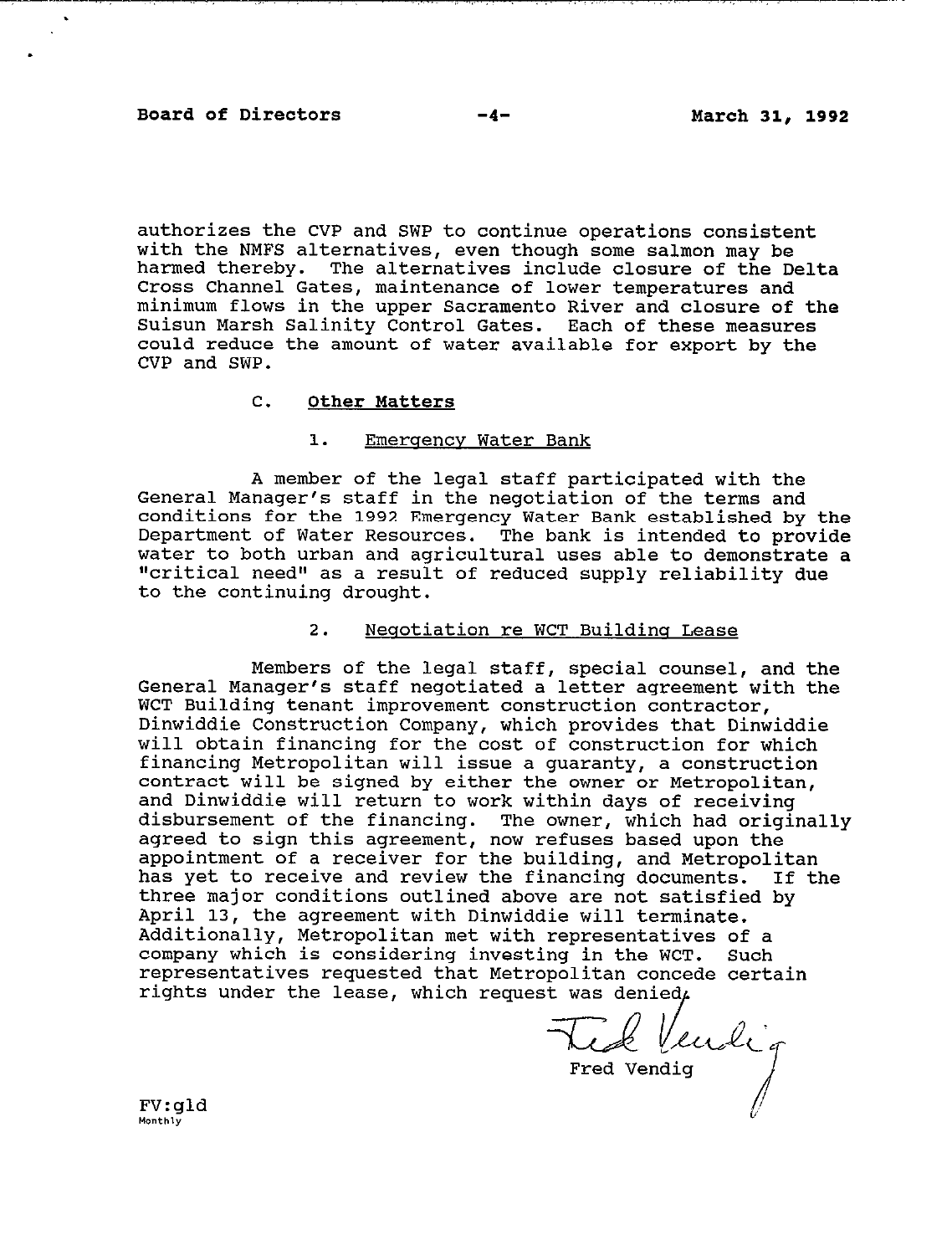authorizes the CVP and SWP to continue operations consistent with the NMFS alternatives, even though some salmon may be harmed thereby. The alternatives include closure of the Delta Cross Channel Gates, maintenance of lower temperatures and minimum flows in the upper Sacramento River and closure of the Suisun Marsh Salinity Control Gates. Each of these measures could reduce the amount of water available for export by the CVP and SWP.

### C. Other Matters

#### 1. Emergency Water Bank

A member of the legal staff participated with the General Manager's staff in the negotiation of the terms and conditions for the 1992 Emergency Water Bank established by the Department of Water Resources. The bank is intended to provide water to both urban and agricultural uses able to demonstrate a "critical need" as a result of reduced supply reliability due to the continuing drought.

#### 2. Negotiation re WCT Building Lease

Members of the legal staff, special counsel, and the General Manager's staff negotiated a letter agreement with the WCT Building tenant improvement construction contractor, Dinwiddie Construction Company, which provides that Dinwiddie will obtain financing for the cost of construction for which financing Metropolitan will issue a guaranty, a construction contract will be signed by either the owner or Metropolitan, and Dinwiddie will return to work within days of receiving disbursement of the financing. The owner, which had originally agreed to sign this agreement, now refuses based upon the appointment of a receiver for the building, and Metropolitan has yet to receive and review the financing documents. If the three major conditions outlined above are not satisfied by April 13, the agreement with Dinwiddie will terminate. Additionally, Metropolitan met with representatives of a company which is considering investing in the WCT. Such representatives requested that Metropolitan concede certain rights under the lease, which request was denied.

Fred Vendig

FV:gld
Monthly